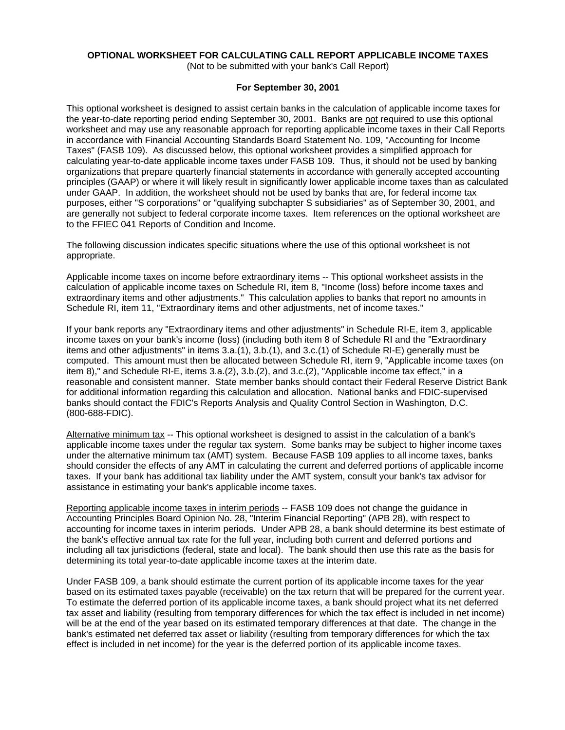# OPTIONAL WORKSHEET FOR CALCULATING CALL REPORT APPLICABLE INCOME TAXES

(Not to be submitted with your bank's Call Report)

**For September 30, 2001**

This optional worksheet is designed to assist certain banks in the calculation of applicable income taxes for the year-to-date reporting period ending September 30, 2001. Banks are not required to use this optional worksheet and may use any reasonable approach for reporting applicable income taxes in their Call Reports in accordance with Financial Accounting Standards Board Statement No. 109, "Accounting for Income Taxes" (FASB 109). As discussed below, this optional worksheet provides a simplified approach for calculating year-to-date applicable income taxes under FASB 109. Thus, it should not be used by banking organizations that prepare quarterly financial statements in accordance with generally accepted accounting principles (GAAP) or where it will likely result in significantly lower applicable income taxes than as calculated under GAAP. In addition, the worksheet should not be used by banks that are, for federal income tax purposes, either "S corporations" or "qualifying subchapter S subsidiaries" as of September 30, 2001, and are generally not subject to federal corporate income taxes. Item references on the optional worksheet are to the FFIEC 041 Reports of Condition and Income.

The following discussion indicates specific situations where the use of this optional worksheet is not appropriate.

Applicable income taxes on income before extraordinary items -- This optional worksheet assists in the calculation of applicable income taxes on Schedule RI, item 8, "Income (loss) before income taxes and extraordinary items and other adjustments." This calculation applies to banks that report no amounts in Schedule RI, item 11, "Extraordinary items and other adjustments, net of income taxes."

If your bank reports any "Extraordinary items and other adjustments" in Schedule RI-E, item 3, applicable income taxes on your bank's income (loss) (including both item 8 of Schedule RI and the "Extraordinary items and other adjustments" in items 3.a.(1), 3.b.(1), and 3.c.(1) of Schedule RI-E) generally must be computed. This amount must then be allocated between Schedule RI, item 9, "Applicable income taxes (on item 8)," and Schedule RI-E, items 3.a.(2), 3.b.(2), and 3.c.(2), "Applicable income tax effect," in a reasonable and consistent manner. State member banks should contact their Federal Reserve District Bank for additional information regarding this calculation and allocation. National banks and FDIC-supervised banks should contact the FDIC's Reports Analysis and Quality Control Section in Washington, D.C. (800-688-FDIC).

Alternative minimum tax -- This optional worksheet is designed to assist in the calculation of a bank's applicable income taxes under the regular tax system. Some banks may be subject to higher income taxes under the alternative minimum tax (AMT) system. Because FASB 109 applies to all income taxes, banks should consider the effects of any AMT in calculating the current and deferred portions of applicable income taxes. If your bank has additional tax liability under the AMT system, consult your bank's tax advisor for assistance in estimating your bank's applicable income taxes.

Reporting applicable income taxes in interim periods -- FASB 109 does not change the guidance in Accounting Principles Board Opinion No. 28, "Interim Financial Reporting" (APB 28), with respect to accounting for income taxes in interim periods. Under APB 28, a bank should determine its best estimate of the bank's effective annual tax rate for the full year, including both current and deferred portions and including all tax jurisdictions (federal, state and local). The bank should then use this rate as the basis for determining its total year-to-date applicable income taxes at the interim date.

Under FASB 109, a bank should estimate the current portion of its applicable income taxes for the year based on its estimated taxes payable (receivable) on the tax return that will be prepared for the current year. To estimate the deferred portion of its applicable income taxes, a bank should project what its net deferred tax asset and liability (resulting from temporary differences for which the tax effect is included in net income) will be at the end of the year based on its estimated temporary differences at that date. The change in the bank's estimated net deferred tax asset or liability (resulting from temporary differences for which the tax effect is included in net income) for the year is the deferred portion of its applicable income taxes.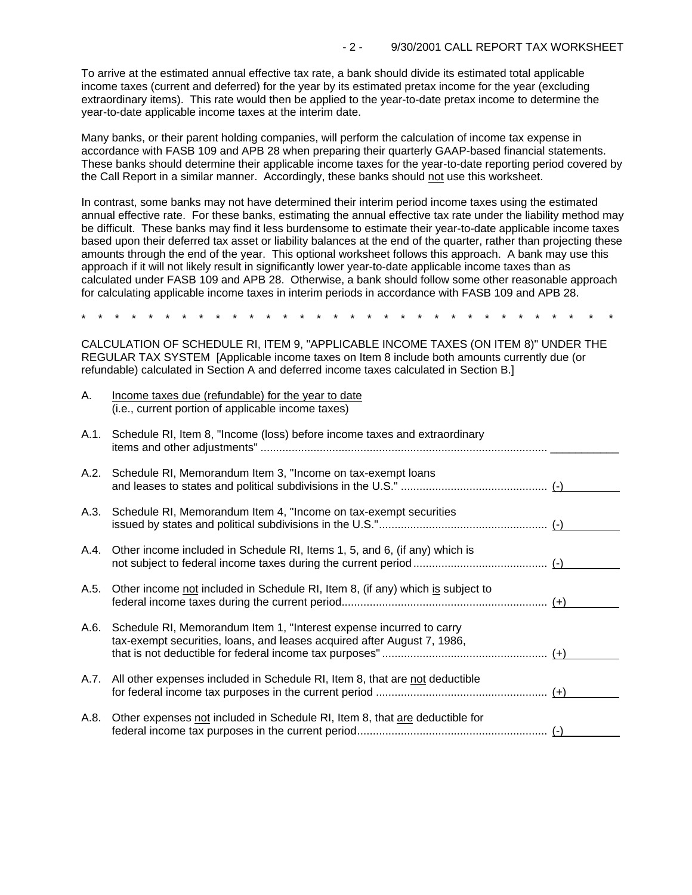To arrive at the estimated annual effective tax rate, a bank should divide its estimated total applicable income taxes (current and deferred) for the year by its estimated pretax income for the year (excluding extraordinary items). This rate would then be applied to the year-to-date pretax income to determine the year-to-date applicable income taxes at the interim date.

Many banks, or their parent holding companies, will perform the calculation of income tax expense in accordance with FASB 109 and APB 28 when preparing their quarterly GAAP-based financial statements. These banks should determine their applicable income taxes for the year-to-date reporting period covered by the Call Report in a similar manner. Accordingly, these banks should not use this worksheet.

In contrast, some banks may not have determined their interim period income taxes using the estimated annual effective rate. For these banks, estimating the annual effective tax rate under the liability method may be difficult. These banks may find it less burdensome to estimate their year-to-date applicable income taxes based upon their deferred tax asset or liability balances at the end of the quarter, rather than projecting these amounts through the end of the year. This optional worksheet follows this approach. A bank may use this approach if it will not likely result in significantly lower year-to-date applicable income taxes than as calculated under FASB 109 and APB 28. Otherwise, a bank should follow some other reasonable approach for calculating applicable income taxes in interim periods in accordance with FASB 109 and APB 28.

\* \* \* \* \* \* \* \* \* \* \* \* \* \* \* \* \* \* \* \* \* \* \* \* \* \* \* \* \* \* \* \* \* \* \*

CALCULATION OF SCHEDULE RI, ITEM 9, "APPLICABLE INCOME TAXES (ON ITEM 8)" UNDER THE REGULAR TAX SYSTEM [Applicable income taxes on Item 8 include both amounts currently due (or refundable) calculated in Section A and deferred income taxes calculated in Section B.]

A. Income taxes due (refundable) for the year to date
(i.e., current portion of applicable income taxes)

A.1. Schedule RI, Item 8, "Income (loss) before income taxes and extraordinary items and other adjustments" .......... \_\_\_\_\_\_\_\_\_\_

A.2. Schedule RI, Memorandum Item 3, "Income on tax-exempt loans and leases to states and political subdivisions in the U.S." .......... (-) \_\_\_\_\_\_\_\_

A.3. Schedule RI, Memorandum Item 4, "Income on tax-exempt securities issued by states and political subdivisions in the U.S." .......... (-) \_\_\_\_\_\_\_\_

A.4. Other income included in Schedule RI, Items 1, 5, and 6, (if any) which is not subject to federal income taxes during the current period .......... (-) \_\_\_\_\_\_\_\_

A.5. Other income not included in Schedule RI, Item 8, (if any) which is subject to federal income taxes during the current period .......... (+) \_\_\_\_\_\_\_\_

A.6. Schedule RI, Memorandum Item 1, "Interest expense incurred to carry tax-exempt securities, loans, and leases acquired after August 7, 1986, that is not deductible for federal income tax purposes" .......... (+) \_\_\_\_\_\_\_\_

A.7. All other expenses included in Schedule RI, Item 8, that are not deductible for federal income tax purposes in the current period .......... (+) \_\_\_\_\_\_\_\_

A.8. Other expenses not included in Schedule RI, Item 8, that are deductible for federal income tax purposes in the current period .......... (-) \_\_\_\_\_\_\_\_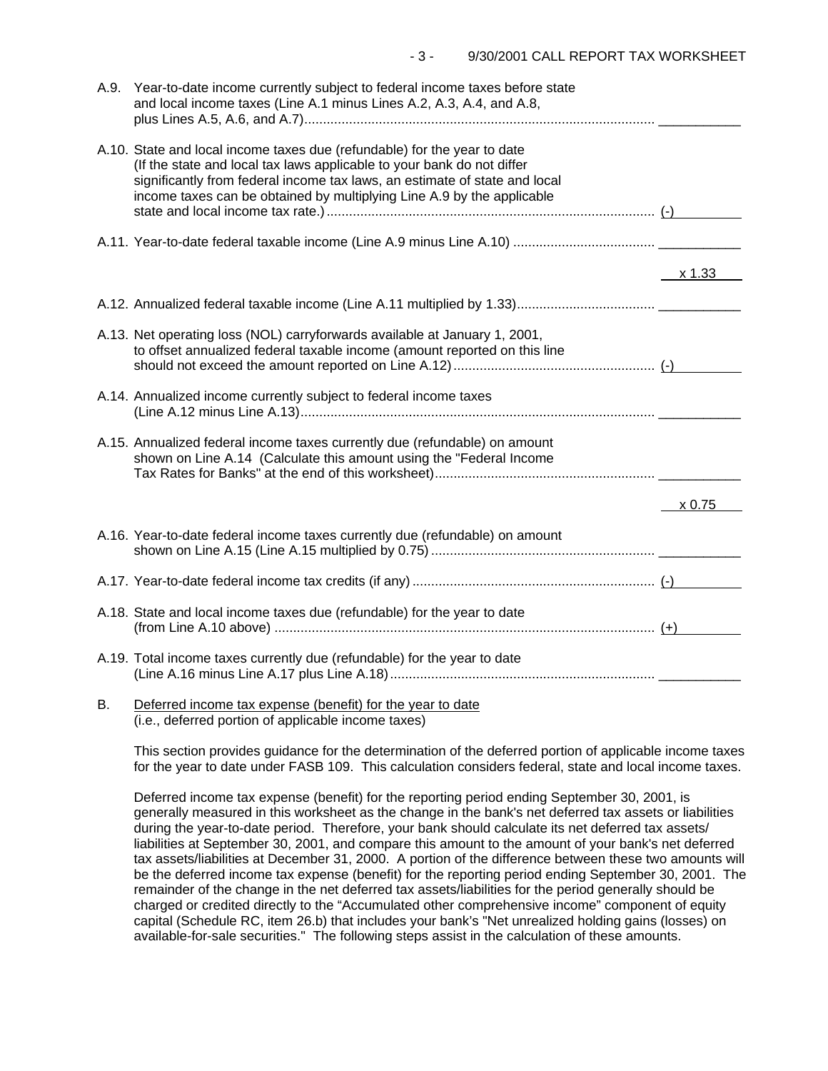A.9. Year-to-date income currently subject to federal income taxes before state and local income taxes (Line A.1 minus Lines A.2, A.3, A.4, and A.8, plus Lines A.5, A.6, and A.7)........................................................................................... ___________

A.10. State and local income taxes due (refundable) for the year to date (If the state and local tax laws applicable to your bank do not differ significantly from federal income tax laws, an estimate of state and local income taxes can be obtained by multiplying Line A.9 by the applicable state and local income tax rate.).......................................................................................... (-) ___________

A.11. Year-to-date federal taxable income (Line A.9 minus Line A.10) ...................................... ___________

x 1.33

A.12. Annualized federal taxable income (Line A.11 multiplied by 1.33)..................................... ___________

A.13. Net operating loss (NOL) carryforwards available at January 1, 2001, to offset annualized federal taxable income (amount reported on this line should not exceed the amount reported on Line A.12)...................................................... (-) ___________

A.14. Annualized income currently subject to federal income taxes (Line A.12 minus Line A.13)................................................................................................ ___________

A.15. Annualized federal income taxes currently due (refundable) on amount shown on Line A.14 (Calculate this amount using the "Federal Income Tax Rates for Banks" at the end of this worksheet)........................................................... ___________

x 0.75

A.16. Year-to-date federal income taxes currently due (refundable) on amount shown on Line A.15 (Line A.15 multiplied by 0.75)............................................................ ___________

A.17. Year-to-date federal income tax credits (if any)................................................................. (-) ___________

A.18. State and local income taxes due (refundable) for the year to date (from Line A.10 above) ...................................................................................................... (+) ___________

A.19. Total income taxes currently due (refundable) for the year to date (Line A.16 minus Line A.17 plus Line A.18)....................................................................... ___________

B. Deferred income tax expense (benefit) for the year to date
(i.e., deferred portion of applicable income taxes)

This section provides guidance for the determination of the deferred portion of applicable income taxes for the year to date under FASB 109. This calculation considers federal, state and local income taxes.

Deferred income tax expense (benefit) for the reporting period ending September 30, 2001, is generally measured in this worksheet as the change in the bank's net deferred tax assets or liabilities during the year-to-date period. Therefore, your bank should calculate its net deferred tax assets/liabilities at September 30, 2001, and compare this amount to the amount of your bank's net deferred tax assets/liabilities at December 31, 2000. A portion of the difference between these two amounts will be the deferred income tax expense (benefit) for the reporting period ending September 30, 2001. The remainder of the change in the net deferred tax assets/liabilities for the period generally should be charged or credited directly to the "Accumulated other comprehensive income" component of equity capital (Schedule RC, item 26.b) that includes your bank's "Net unrealized holding gains (losses) on available-for-sale securities." The following steps assist in the calculation of these amounts.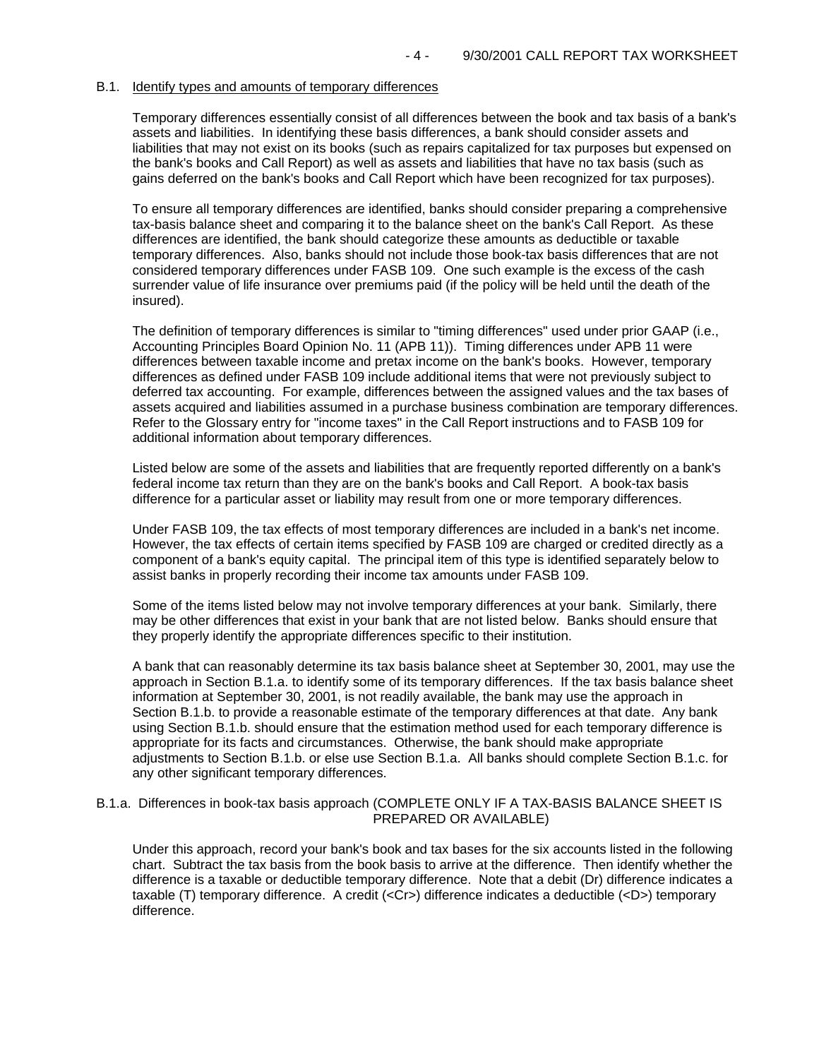## B.1. Identify types and amounts of temporary differences

Temporary differences essentially consist of all differences between the book and tax basis of a bank's assets and liabilities. In identifying these basis differences, a bank should consider assets and liabilities that may not exist on its books (such as repairs capitalized for tax purposes but expensed on the bank's books and Call Report) as well as assets and liabilities that have no tax basis (such as gains deferred on the bank's books and Call Report which have been recognized for tax purposes).

To ensure all temporary differences are identified, banks should consider preparing a comprehensive tax-basis balance sheet and comparing it to the balance sheet on the bank's Call Report. As these differences are identified, the bank should categorize these amounts as deductible or taxable temporary differences. Also, banks should not include those book-tax basis differences that are not considered temporary differences under FASB 109. One such example is the excess of the cash surrender value of life insurance over premiums paid (if the policy will be held until the death of the insured).

The definition of temporary differences is similar to "timing differences" used under prior GAAP (i.e., Accounting Principles Board Opinion No. 11 (APB 11)). Timing differences under APB 11 were differences between taxable income and pretax income on the bank's books. However, temporary differences as defined under FASB 109 include additional items that were not previously subject to deferred tax accounting. For example, differences between the assigned values and the tax bases of assets acquired and liabilities assumed in a purchase business combination are temporary differences. Refer to the Glossary entry for "income taxes" in the Call Report instructions and to FASB 109 for additional information about temporary differences.

Listed below are some of the assets and liabilities that are frequently reported differently on a bank's federal income tax return than they are on the bank's books and Call Report. A book-tax basis difference for a particular asset or liability may result from one or more temporary differences.

Under FASB 109, the tax effects of most temporary differences are included in a bank's net income. However, the tax effects of certain items specified by FASB 109 are charged or credited directly as a component of a bank's equity capital. The principal item of this type is identified separately below to assist banks in properly recording their income tax amounts under FASB 109.

Some of the items listed below may not involve temporary differences at your bank. Similarly, there may be other differences that exist in your bank that are not listed below. Banks should ensure that they properly identify the appropriate differences specific to their institution.

A bank that can reasonably determine its tax basis balance sheet at September 30, 2001, may use the approach in Section B.1.a. to identify some of its temporary differences. If the tax basis balance sheet information at September 30, 2001, is not readily available, the bank may use the approach in Section B.1.b. to provide a reasonable estimate of the temporary differences at that date. Any bank using Section B.1.b. should ensure that the estimation method used for each temporary difference is appropriate for its facts and circumstances. Otherwise, the bank should make appropriate adjustments to Section B.1.b. or else use Section B.1.a. All banks should complete Section B.1.c. for any other significant temporary differences.

### B.1.a. Differences in book-tax basis approach (COMPLETE ONLY IF A TAX-BASIS BALANCE SHEET IS PREPARED OR AVAILABLE)

Under this approach, record your bank's book and tax bases for the six accounts listed in the following chart. Subtract the tax basis from the book basis to arrive at the difference. Then identify whether the difference is a taxable or deductible temporary difference. Note that a debit (Dr) difference indicates a taxable (T) temporary difference. A credit (<Cr>) difference indicates a deductible (<D>) temporary difference.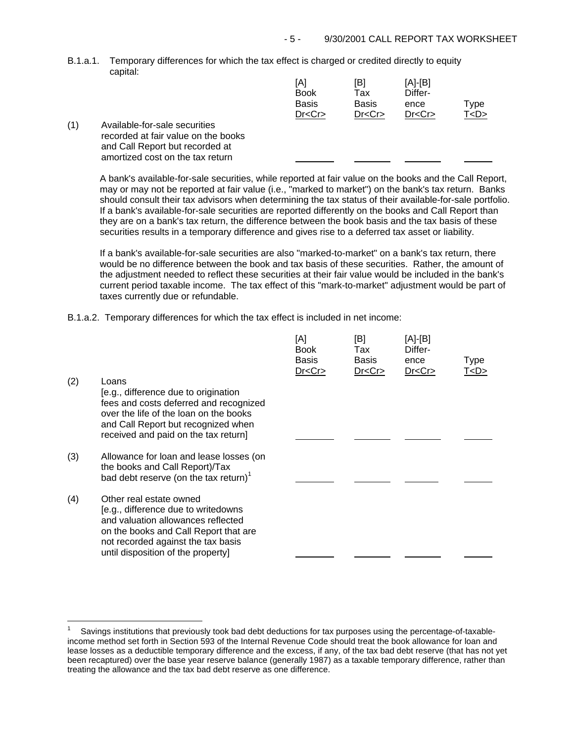B.1.a.1. Temporary differences for which the tax effect is charged or credited directly to equity capital:

| | | [A] Book Basis Dr<Cr> | [B] Tax Basis Dr<Cr> | [A]-[B] Difference Dr<Cr> | Type T<D> |
|---|---|---|---|---|---|
| (1) | Available-for-sale securities recorded at fair value on the books and Call Report but recorded at amortized cost on the tax return | ________ | ________ | ________ | ______ |

A bank's available-for-sale securities, while reported at fair value on the books and the Call Report, may or may not be reported at fair value (i.e., "marked to market") on the bank's tax return. Banks should consult their tax advisors when determining the tax status of their available-for-sale portfolio. If a bank's available-for-sale securities are reported differently on the books and Call Report than they are on a bank's tax return, the difference between the book basis and the tax basis of these securities results in a temporary difference and gives rise to a deferred tax asset or liability.

If a bank's available-for-sale securities are also "marked-to-market" on a bank's tax return, there would be no difference between the book and tax basis of these securities. Rather, the amount of the adjustment needed to reflect these securities at their fair value would be included in the bank's current period taxable income. The tax effect of this "mark-to-market" adjustment would be part of taxes currently due or refundable.

B.1.a.2. Temporary differences for which the tax effect is included in net income:

| | | [A] Book Basis Dr<Cr> | [B] Tax Basis Dr<Cr> | [A]-[B] Difference Dr<Cr> | Type T<D> |
|---|---|---|---|---|---|
| (2) | Loans [e.g., difference due to origination fees and costs deferred and recognized over the life of the loan on the books and Call Report but recognized when received and paid on the tax return] | ________ | ________ | ________ | ______ |
| (3) | Allowance for loan and lease losses (on the books and Call Report)/Tax bad debt reserve (on the tax return)[1] | ________ | ________ | ________ | ______ |
| (4) | Other real estate owned [e.g., difference due to writedowns and valuation allowances reflected on the books and Call Report that are not recorded against the tax basis until disposition of the property] | ________ | ________ | ________ | ______ |

[1] Savings institutions that previously took bad debt deductions for tax purposes using the percentage-of-taxable-income method set forth in Section 593 of the Internal Revenue Code should treat the book allowance for loan and lease losses as a deductible temporary difference and the excess, if any, of the tax bad debt reserve (that has not yet been recaptured) over the base year reserve balance (generally 1987) as a taxable temporary difference, rather than treating the allowance and the tax bad debt reserve as one difference.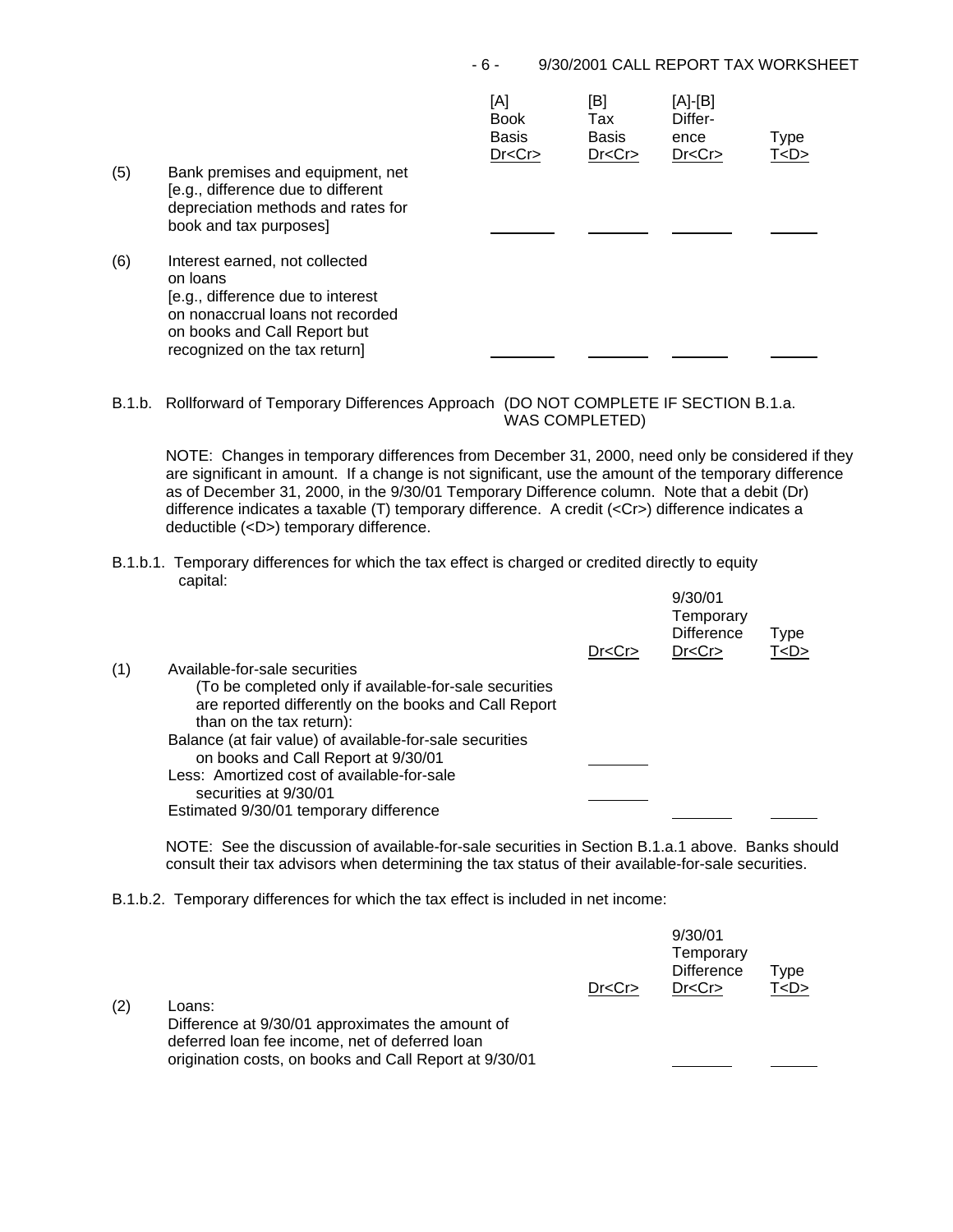| | | [A] Book Basis Dr<Cr> | [B] Tax Basis Dr<Cr> | [A]-[B] Differ-ence Dr<Cr> | Type T<D> |
|---|---|---|---|---|---|
| (5) | Bank premises and equipment, net [e.g., difference due to different depreciation methods and rates for book and tax purposes] | _______ | _______ | _______ | _____ |
| (6) | Interest earned, not collected on loans [e.g., difference due to interest on nonaccrual loans not recorded on books and Call Report but recognized on the tax return] | _______ | _______ | _______ | _____ |

B.1.b. Rollforward of Temporary Differences Approach (DO NOT COMPLETE IF SECTION B.1.a. WAS COMPLETED)

NOTE: Changes in temporary differences from December 31, 2000, need only be considered if they are significant in amount. If a change is not significant, use the amount of the temporary difference as of December 31, 2000, in the 9/30/01 Temporary Difference column. Note that a debit (Dr) difference indicates a taxable (T) temporary difference. A credit (<Cr>) difference indicates a deductible (<D>) temporary difference.

B.1.b.1. Temporary differences for which the tax effect is charged or credited directly to equity capital:

| | | Dr<Cr> | 9/30/01 Temporary Difference Dr<Cr> | Type T<D> |
|---|---|---|---|---|
| (1) | Available-for-sale securities (To be completed only if available-for-sale securities are reported differently on the books and Call Report than on the tax return): | | | |
| | Balance (at fair value) of available-for-sale securities on books and Call Report at 9/30/01 | _______ | | |
| | Less: Amortized cost of available-for-sale securities at 9/30/01 | _______ | | |
| | Estimated 9/30/01 temporary difference | | _______ | _____ |

NOTE: See the discussion of available-for-sale securities in Section B.1.a.1 above. Banks should consult their tax advisors when determining the tax status of their available-for-sale securities.

B.1.b.2. Temporary differences for which the tax effect is included in net income:

| | | Dr<Cr> | 9/30/01 Temporary Difference Dr<Cr> | Type T<D> |
|---|---|---|---|---|
| (2) | Loans: Difference at 9/30/01 approximates the amount of deferred loan fee income, net of deferred loan origination costs, on books and Call Report at 9/30/01 | | _______ | _____ |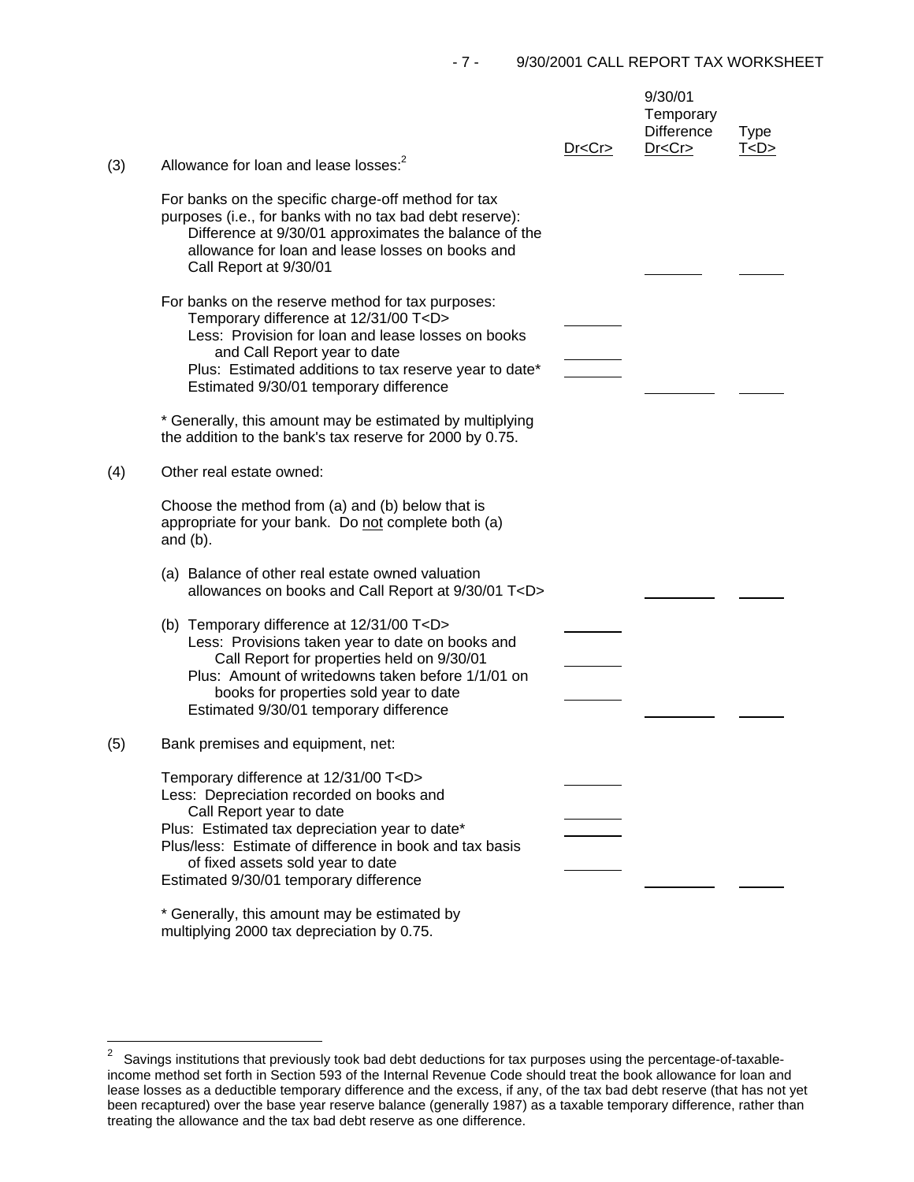| | | Dr<Cr> | 9/30/01 Temporary Difference Dr<Cr> | Type T<D> |
|---|---|---|---|---|
| (3) | Allowance for loan and lease losses:[2] | | | |
| | For banks on the specific charge-off method for tax purposes (i.e., for banks with no tax bad debt reserve): Difference at 9/30/01 approximates the balance of the allowance for loan and lease losses on books and Call Report at 9/30/01 | | _______ | _____ |
| | For banks on the reserve method for tax purposes: | | | |
| | Temporary difference at 12/31/00 T<D> | _______ | | |
| | Less: Provision for loan and lease losses on books and Call Report year to date | _______ | | |
| | Plus: Estimated additions to tax reserve year to date* | _______ | | |
| | Estimated 9/30/01 temporary difference | | _______ | _____ |
| | * Generally, this amount may be estimated by multiplying the addition to the bank's tax reserve for 2000 by 0.75. | | | |
| (4) | Other real estate owned: | | | |
| | Choose the method from (a) and (b) below that is appropriate for your bank. Do not complete both (a) and (b). | | | |
| | (a) Balance of other real estate owned valuation allowances on books and Call Report at 9/30/01 T<D> | | _______ | _____ |
| | (b) Temporary difference at 12/31/00 T<D> | _______ | | |
| | Less: Provisions taken year to date on books and Call Report for properties held on 9/30/01 | _______ | | |
| | Plus: Amount of writedowns taken before 1/1/01 on books for properties sold year to date | _______ | | |
| | Estimated 9/30/01 temporary difference | | _______ | _____ |
| (5) | Bank premises and equipment, net: | | | |
| | Temporary difference at 12/31/00 T<D> | _______ | | |
| | Less: Depreciation recorded on books and Call Report year to date | _______ | | |
| | Plus: Estimated tax depreciation year to date* | _______ | | |
| | Plus/less: Estimate of difference in book and tax basis of fixed assets sold year to date | _______ | | |
| | Estimated 9/30/01 temporary difference | | _______ | _____ |
| | * Generally, this amount may be estimated by multiplying 2000 tax depreciation by 0.75. | | | |

[2] Savings institutions that previously took bad debt deductions for tax purposes using the percentage-of-taxable-income method set forth in Section 593 of the Internal Revenue Code should treat the book allowance for loan and lease losses as a deductible temporary difference and the excess, if any, of the tax bad debt reserve (that has not yet been recaptured) over the base year reserve balance (generally 1987) as a taxable temporary difference, rather than treating the allowance and the tax bad debt reserve as one difference.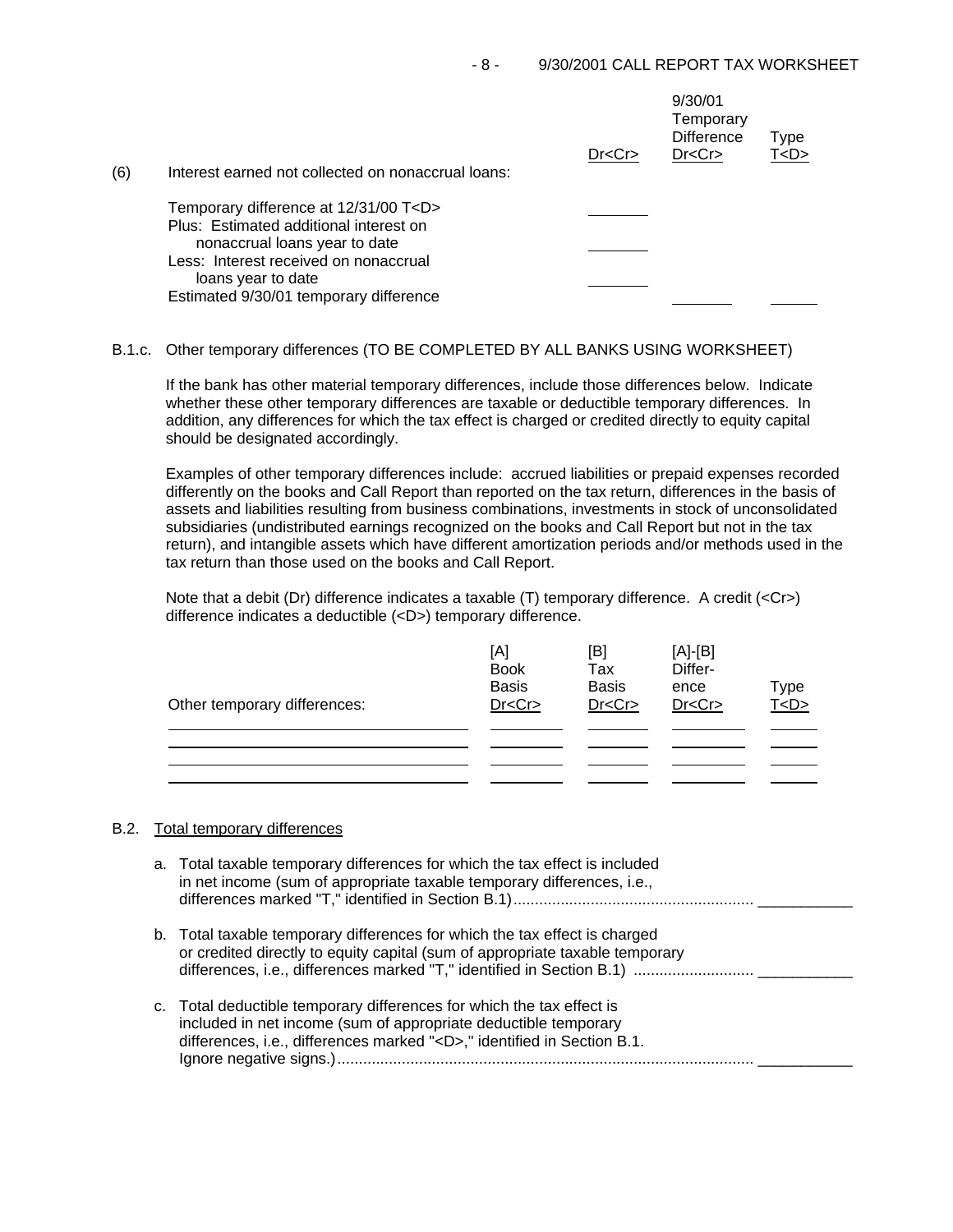| (6) Interest earned not collected on nonaccrual loans: | Dr<Cr> | 9/30/01 Temporary Difference Dr<Cr> | Type T<D> |
|---|---|---|---|
| Temporary difference at 12/31/00 T<D> | _______ | | |
| Plus: Estimated additional interest on nonaccrual loans year to date | _______ | | |
| Less: Interest received on nonaccrual loans year to date | _______ | | |
| Estimated 9/30/01 temporary difference | | _______ | _____ |

B.1.c. Other temporary differences (TO BE COMPLETED BY ALL BANKS USING WORKSHEET)

If the bank has other material temporary differences, include those differences below. Indicate whether these other temporary differences are taxable or deductible temporary differences. In addition, any differences for which the tax effect is charged or credited directly to equity capital should be designated accordingly.

Examples of other temporary differences include: accrued liabilities or prepaid expenses recorded differently on the books and Call Report than reported on the tax return, differences in the basis of assets and liabilities resulting from business combinations, investments in stock of unconsolidated subsidiaries (undistributed earnings recognized on the books and Call Report but not in the tax return), and intangible assets which have different amortization periods and/or methods used in the tax return than those used on the books and Call Report.

Note that a debit (Dr) difference indicates a taxable (T) temporary difference. A credit (<Cr>) difference indicates a deductible (<D>) temporary difference.

| Other temporary differences: | [A] Book Basis Dr<Cr> | [B] Tax Basis Dr<Cr> | [A]-[B] Difference Dr<Cr> | Type T<D> |
|---|---|---|---|---|
| | | | | |
| | | | | |
| | | | | |
| | | | | |

B.2. Total temporary differences

a. Total taxable temporary differences for which the tax effect is included in net income (sum of appropriate taxable temporary differences, i.e., differences marked "T," identified in Section B.1) ........................................................ ___________

b. Total taxable temporary differences for which the tax effect is charged or credited directly to equity capital (sum of appropriate taxable temporary differences, i.e., differences marked "T," identified in Section B.1) ........................... ___________

c. Total deductible temporary differences for which the tax effect is included in net income (sum of appropriate deductible temporary differences, i.e., differences marked "<D>," identified in Section B.1. Ignore negative signs.) ................................................................................................. ___________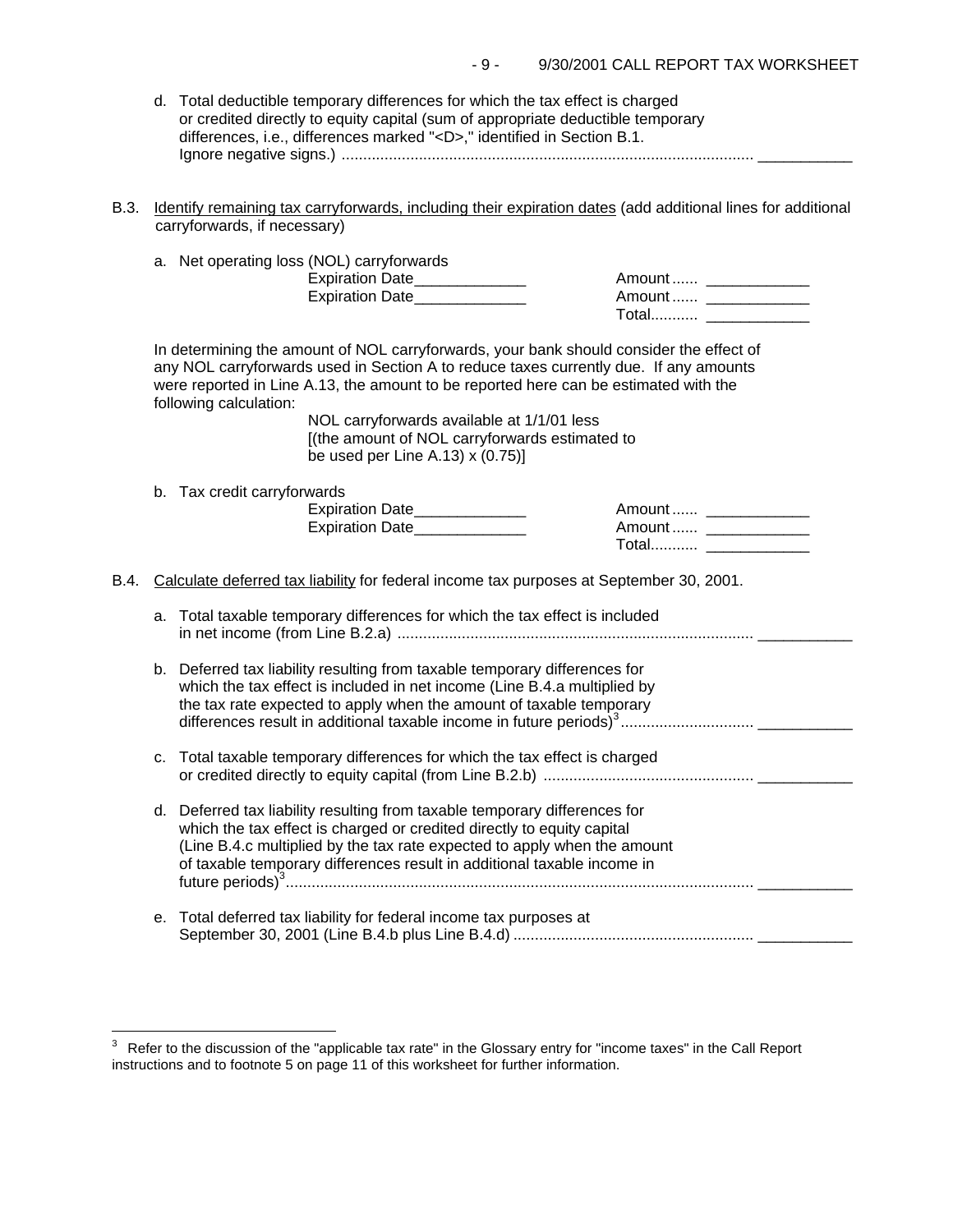d. Total deductible temporary differences for which the tax effect is charged or credited directly to equity capital (sum of appropriate deductible temporary differences, i.e., differences marked "<D>," identified in Section B.1. Ignore negative signs.) ................................................................................................ ___________

B.3. Identify remaining tax carryforwards, including their expiration dates (add additional lines for additional carryforwards, if necessary)

a. Net operating loss (NOL) carryforwards

| | |
|---|---|
| Expiration Date_____________ | Amount ...... ____________ |
| Expiration Date_____________ | Amount ...... ____________ |
| | Total........... ____________ |

In determining the amount of NOL carryforwards, your bank should consider the effect of any NOL carryforwards used in Section A to reduce taxes currently due. If any amounts were reported in Line A.13, the amount to be reported here can be estimated with the following calculation:

> NOL carryforwards available at 1/1/01 less
> [(the amount of NOL carryforwards estimated to be used per Line A.13) x (0.75)]

b. Tax credit carryforwards

| | |
|---|---|
| Expiration Date_____________ | Amount ...... ____________ |
| Expiration Date_____________ | Amount ...... ____________ |
| | Total........... ____________ |

B.4. Calculate deferred tax liability for federal income tax purposes at September 30, 2001.

a. Total taxable temporary differences for which the tax effect is included in net income (from Line B.2.a) .................................................................................. ___________

b. Deferred tax liability resulting from taxable temporary differences for which the tax effect is included in net income (Line B.4.a multiplied by the tax rate expected to apply when the amount of taxable temporary differences result in additional taxable income in future periods)[3] ............................... ___________

c. Total taxable temporary differences for which the tax effect is charged or credited directly to equity capital (from Line B.2.b) ................................................ ___________

d. Deferred tax liability resulting from taxable temporary differences for which the tax effect is charged or credited directly to equity capital (Line B.4.c multiplied by the tax rate expected to apply when the amount of taxable temporary differences result in additional taxable income in future periods)[3] ............................................................................................................ ___________

e. Total deferred tax liability for federal income tax purposes at September 30, 2001 (Line B.4.b plus Line B.4.d) ........................................................ ___________

---

[3] Refer to the discussion of the "applicable tax rate" in the Glossary entry for "income taxes" in the Call Report instructions and to footnote 5 on page 11 of this worksheet for further information.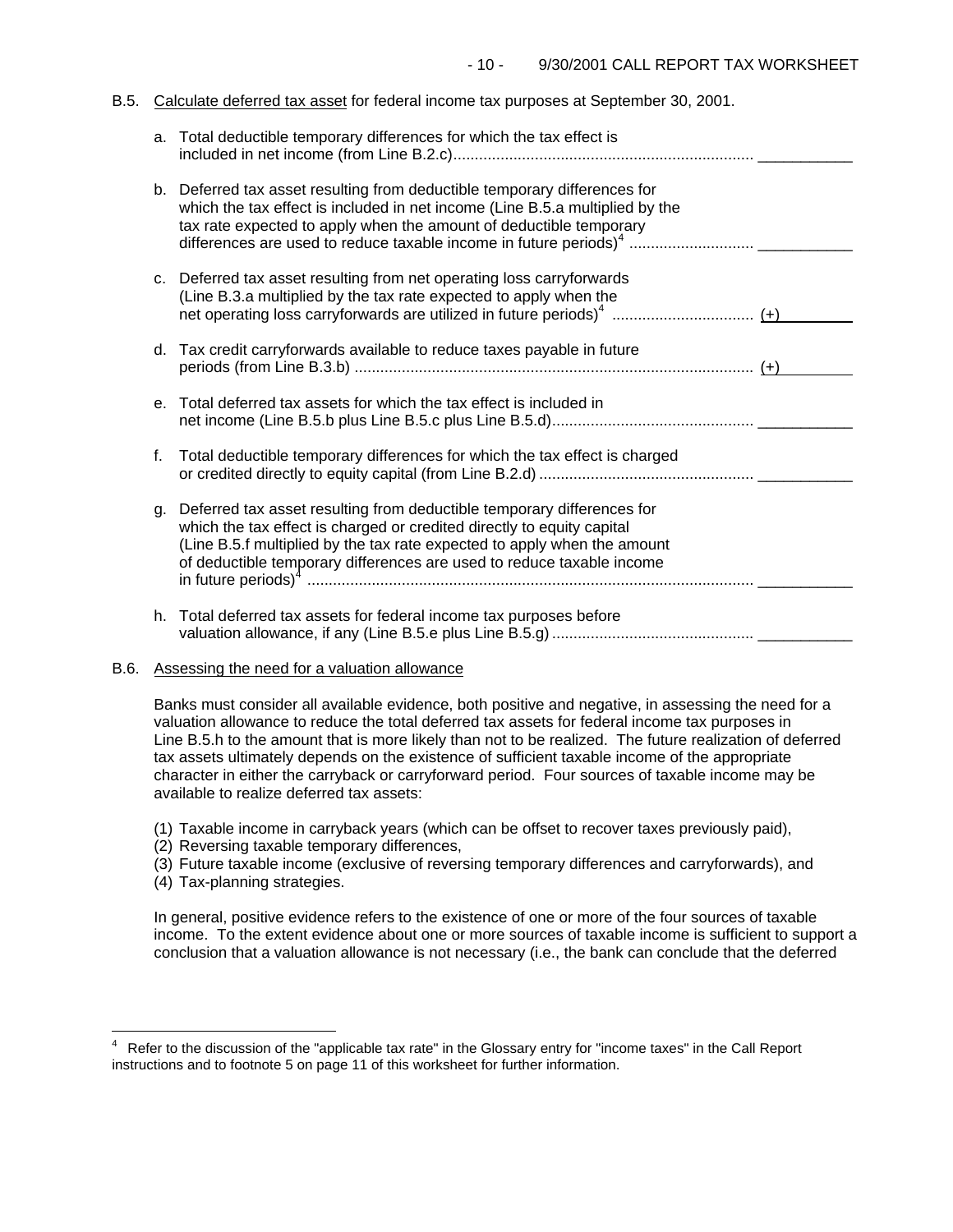B.5. Calculate deferred tax asset for federal income tax purposes at September 30, 2001.

a. Total deductible temporary differences for which the tax effect is included in net income (from Line B.2.c)...................................................................... ___________

b. Deferred tax asset resulting from deductible temporary differences for which the tax effect is included in net income (Line B.5.a multiplied by the tax rate expected to apply when the amount of deductible temporary differences are used to reduce taxable income in future periods)[4] ............................ ___________

c. Deferred tax asset resulting from net operating loss carryforwards (Line B.3.a multiplied by the tax rate expected to apply when the net operating loss carryforwards are utilized in future periods)[4] ................................ (+) ___________

d. Tax credit carryforwards available to reduce taxes payable in future periods (from Line B.3.b) ............................................................................................ (+) ___________

e. Total deferred tax assets for which the tax effect is included in net income (Line B.5.b plus Line B.5.c plus Line B.5.d).............................................. ___________

f. Total deductible temporary differences for which the tax effect is charged or credited directly to equity capital (from Line B.2.d) ................................................. ___________

g. Deferred tax asset resulting from deductible temporary differences for which the tax effect is charged or credited directly to equity capital (Line B.5.f multiplied by the tax rate expected to apply when the amount of deductible temporary differences are used to reduce taxable income in future periods)[4] ....................................................................................................... ___________

h. Total deferred tax assets for federal income tax purposes before valuation allowance, if any (Line B.5.e plus Line B.5.g) .............................................. ___________

B.6. Assessing the need for a valuation allowance

Banks must consider all available evidence, both positive and negative, in assessing the need for a valuation allowance to reduce the total deferred tax assets for federal income tax purposes in Line B.5.h to the amount that is more likely than not to be realized. The future realization of deferred tax assets ultimately depends on the existence of sufficient taxable income of the appropriate character in either the carryback or carryforward period. Four sources of taxable income may be available to realize deferred tax assets:

(1) Taxable income in carryback years (which can be offset to recover taxes previously paid),
(2) Reversing taxable temporary differences,
(3) Future taxable income (exclusive of reversing temporary differences and carryforwards), and
(4) Tax-planning strategies.

In general, positive evidence refers to the existence of one or more of the four sources of taxable income. To the extent evidence about one or more sources of taxable income is sufficient to support a conclusion that a valuation allowance is not necessary (i.e., the bank can conclude that the deferred

[4] Refer to the discussion of the "applicable tax rate" in the Glossary entry for "income taxes" in the Call Report instructions and to footnote 5 on page 11 of this worksheet for further information.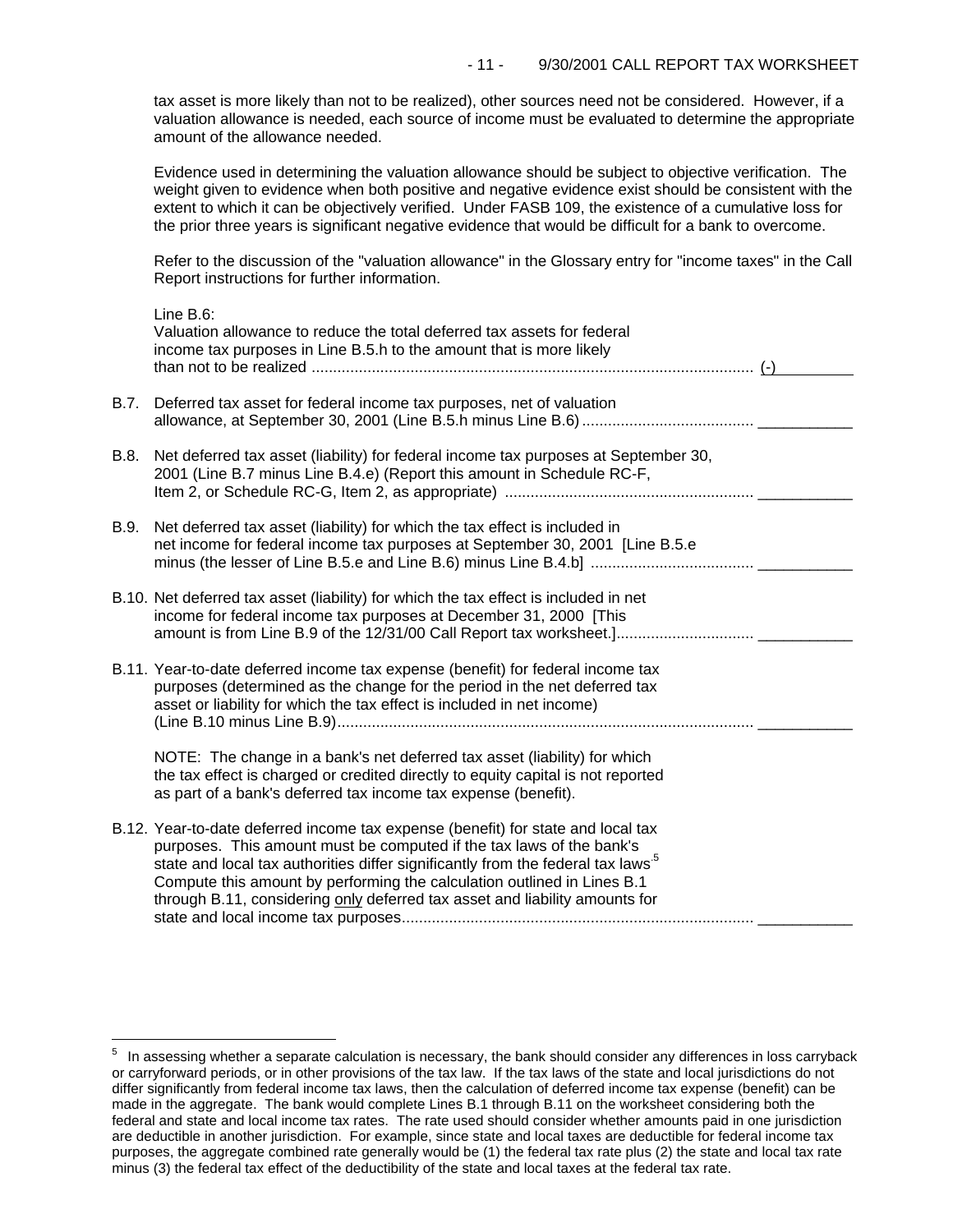tax asset is more likely than not to be realized), other sources need not be considered. However, if a valuation allowance is needed, each source of income must be evaluated to determine the appropriate amount of the allowance needed.

Evidence used in determining the valuation allowance should be subject to objective verification. The weight given to evidence when both positive and negative evidence exist should be consistent with the extent to which it can be objectively verified. Under FASB 109, the existence of a cumulative loss for the prior three years is significant negative evidence that would be difficult for a bank to overcome.

Refer to the discussion of the "valuation allowance" in the Glossary entry for "income taxes" in the Call Report instructions for further information.

Line B.6:
Valuation allowance to reduce the total deferred tax assets for federal income tax purposes in Line B.5.h to the amount that is more likely than not to be realized .......................................................................................................... (-)\_\_\_\_\_\_\_\_

B.7. Deferred tax asset for federal income tax purposes, net of valuation allowance, at September 30, 2001 (Line B.5.h minus Line B.6) ........................................ \_\_\_\_\_\_\_\_\_\_\_

B.8. Net deferred tax asset (liability) for federal income tax purposes at September 30, 2001 (Line B.7 minus Line B.4.e) (Report this amount in Schedule RC-F, Item 2, or Schedule RC-G, Item 2, as appropriate) .......................................................... \_\_\_\_\_\_\_\_\_\_\_

B.9. Net deferred tax asset (liability) for which the tax effect is included in net income for federal income tax purposes at September 30, 2001 [Line B.5.e minus (the lesser of Line B.5.e and Line B.6) minus Line B.4.b] ...................................... \_\_\_\_\_\_\_\_\_\_\_

B.10. Net deferred tax asset (liability) for which the tax effect is included in net income for federal income tax purposes at December 31, 2000 [This amount is from Line B.9 of the 12/31/00 Call Report tax worksheet.]................................ \_\_\_\_\_\_\_\_\_\_\_

B.11. Year-to-date deferred income tax expense (benefit) for federal income tax purposes (determined as the change for the period in the net deferred tax asset or liability for which the tax effect is included in net income) (Line B.10 minus Line B.9)................................................................................................. \_\_\_\_\_\_\_\_\_\_\_

NOTE: The change in a bank's net deferred tax asset (liability) for which the tax effect is charged or credited directly to equity capital is not reported as part of a bank's deferred tax income tax expense (benefit).

B.12. Year-to-date deferred income tax expense (benefit) for state and local tax purposes. This amount must be computed if the tax laws of the bank's state and local tax authorities differ significantly from the federal tax laws.[5] Compute this amount by performing the calculation outlined in Lines B.1 through B.11, considering <u>only</u> deferred tax asset and liability amounts for state and local income tax purposes.................................................................................. \_\_\_\_\_\_\_\_\_\_\_

---

[5] In assessing whether a separate calculation is necessary, the bank should consider any differences in loss carryback or carryforward periods, or in other provisions of the tax law. If the tax laws of the state and local jurisdictions do not differ significantly from federal income tax laws, then the calculation of deferred income tax expense (benefit) can be made in the aggregate. The bank would complete Lines B.1 through B.11 on the worksheet considering both the federal and state and local income tax rates. The rate used should consider whether amounts paid in one jurisdiction are deductible in another jurisdiction. For example, since state and local taxes are deductible for federal income tax purposes, the aggregate combined rate generally would be (1) the federal tax rate plus (2) the state and local tax rate minus (3) the federal tax effect of the deductibility of the state and local taxes at the federal tax rate.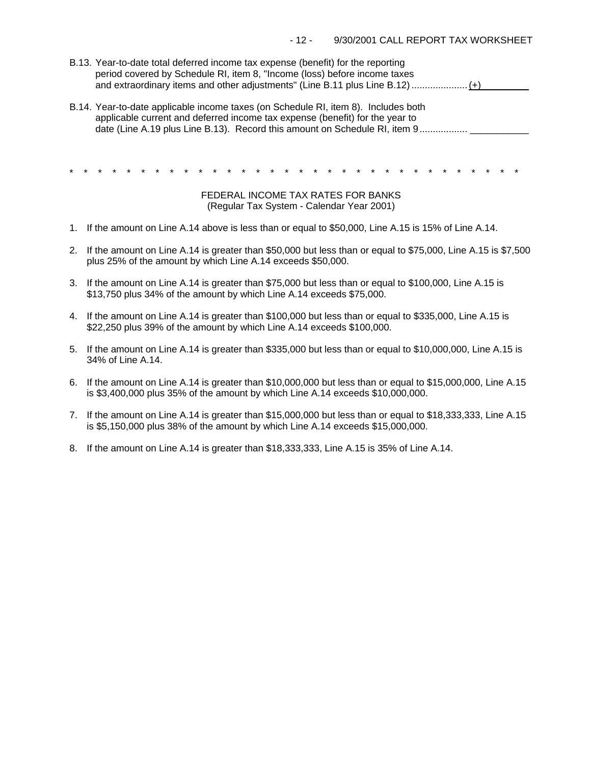B.13. Year-to-date total deferred income tax expense (benefit) for the reporting period covered by Schedule RI, item 8, "Income (loss) before income taxes and extraordinary items and other adjustments" (Line B.11 plus Line B.12) .................... (+) __________

B.14. Year-to-date applicable income taxes (on Schedule RI, item 8). Includes both applicable current and deferred income tax expense (benefit) for the year to date (Line A.19 plus Line B.13). Record this amount on Schedule RI, item 9 ................. __________

\* \* \* \* \* \* \* \* \* \* \* \* \* \* \* \* \* \* \* \* \* \* \* \* \* \* \* \* \* \* \* \* \* \*

## FEDERAL INCOME TAX RATES FOR BANKS
(Regular Tax System - Calendar Year 2001)

1. If the amount on Line A.14 above is less than or equal to $50,000, Line A.15 is 15% of Line A.14.

2. If the amount on Line A.14 is greater than $50,000 but less than or equal to $75,000, Line A.15 is $7,500 plus 25% of the amount by which Line A.14 exceeds $50,000.

3. If the amount on Line A.14 is greater than $75,000 but less than or equal to $100,000, Line A.15 is $13,750 plus 34% of the amount by which Line A.14 exceeds $75,000.

4. If the amount on Line A.14 is greater than $100,000 but less than or equal to $335,000, Line A.15 is $22,250 plus 39% of the amount by which Line A.14 exceeds $100,000.

5. If the amount on Line A.14 is greater than $335,000 but less than or equal to $10,000,000, Line A.15 is 34% of Line A.14.

6. If the amount on Line A.14 is greater than $10,000,000 but less than or equal to $15,000,000, Line A.15 is $3,400,000 plus 35% of the amount by which Line A.14 exceeds $10,000,000.

7. If the amount on Line A.14 is greater than $15,000,000 but less than or equal to $18,333,333, Line A.15 is $5,150,000 plus 38% of the amount by which Line A.14 exceeds $15,000,000.

8. If the amount on Line A.14 is greater than $18,333,333, Line A.15 is 35% of Line A.14.